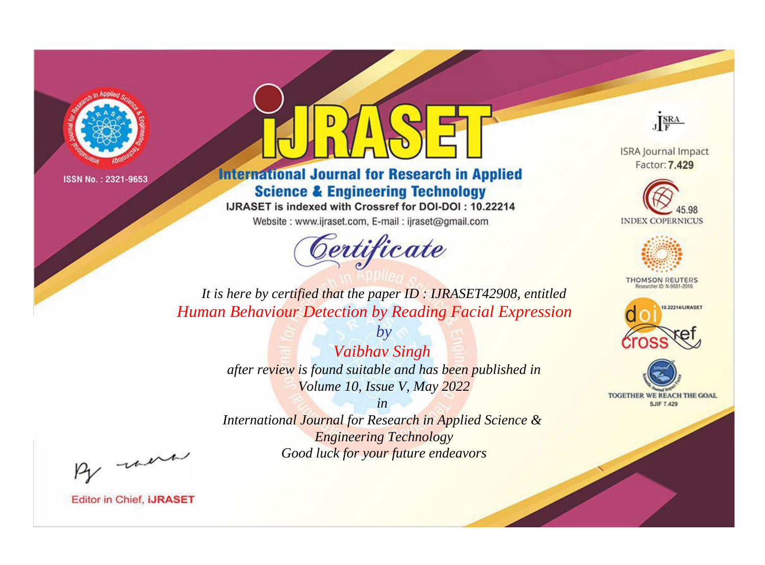ISSN No. : 2321-9653

# iJRASET

## International Journal for Research in Applied Science & Engineering Technology

IJRASET is indexed with Crossref for DOI-DOI : 10.22214

Website : www.ijraset.com, E-mail : ijraset@gmail.com

## Certificate

*It is here by certified that the paper ID : IJRASET42908, entitled*

*Human Behaviour Detection by Reading Facial Expression*

*by*

*Vaibhav Singh*

*after review is found suitable and has been published in*

*Volume 10, Issue V, May 2022*

*in*

*International Journal for Research in Applied Science & Engineering Technology*

*Good luck for your future endeavors*

ISRA Journal Impact Factor: **7.429**

45.98 INDEX COPERNICUS

THOMSON REUTERS Researcher ID: N-9681-2016

10.22214/IJRASET

TOGETHER WE REACH THE GOAL SJIF 7.429

Editor in Chief, **iJRASET**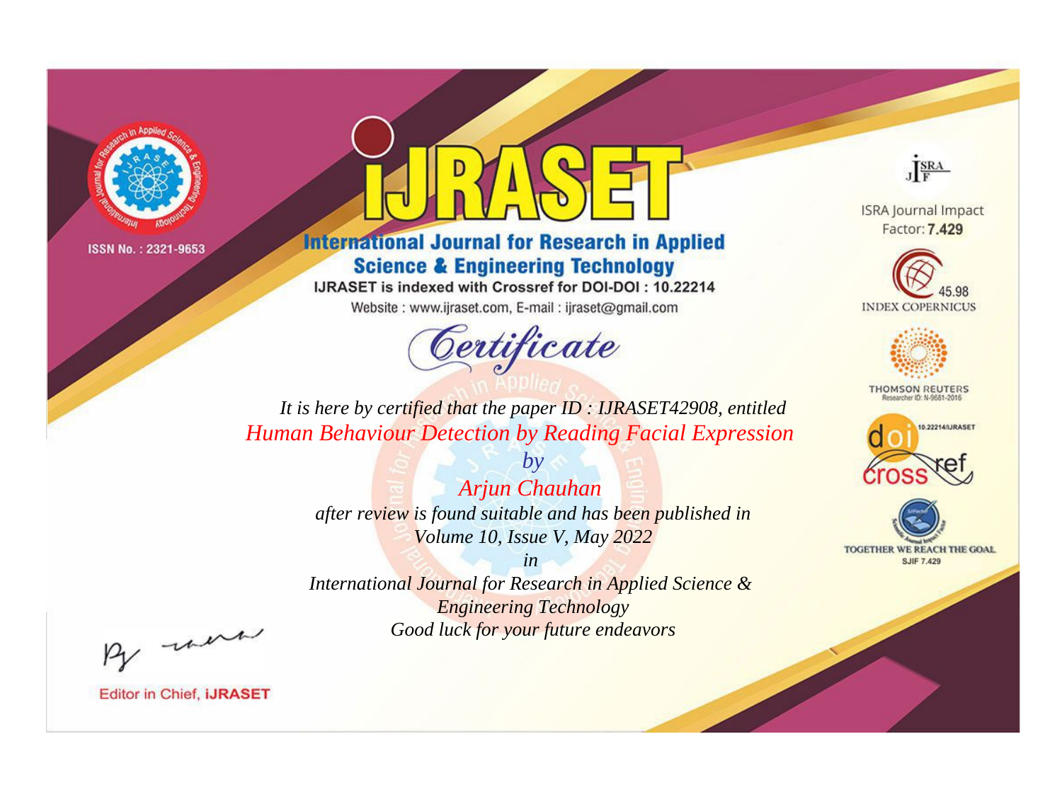ISSN No. : 2321-9653

# iJRASET

## International Journal for Research in Applied Science & Engineering Technology

IJRASET is indexed with Crossref for DOI-DOI : 10.22214

Website : www.ijraset.com, E-mail : ijraset@gmail.com

ISRA Journal Impact Factor: **7.429**

45.98 INDEX COPERNICUS

THOMSON REUTERS Researcher ID: N-9681-2016

10.22214/IJRASET

TOGETHER WE REACH THE GOAL SJIF 7.429

# Certificate

*It is here by certified that the paper ID : IJRASET42908, entitled*

*Human Behaviour Detection by Reading Facial Expression*

*by*

*Arjun Chauhan*

*after review is found suitable and has been published in*

*Volume 10, Issue V, May 2022*

*in*

*International Journal for Research in Applied Science & Engineering Technology*

*Good luck for your future endeavors*

Editor in Chief, **iJRASET**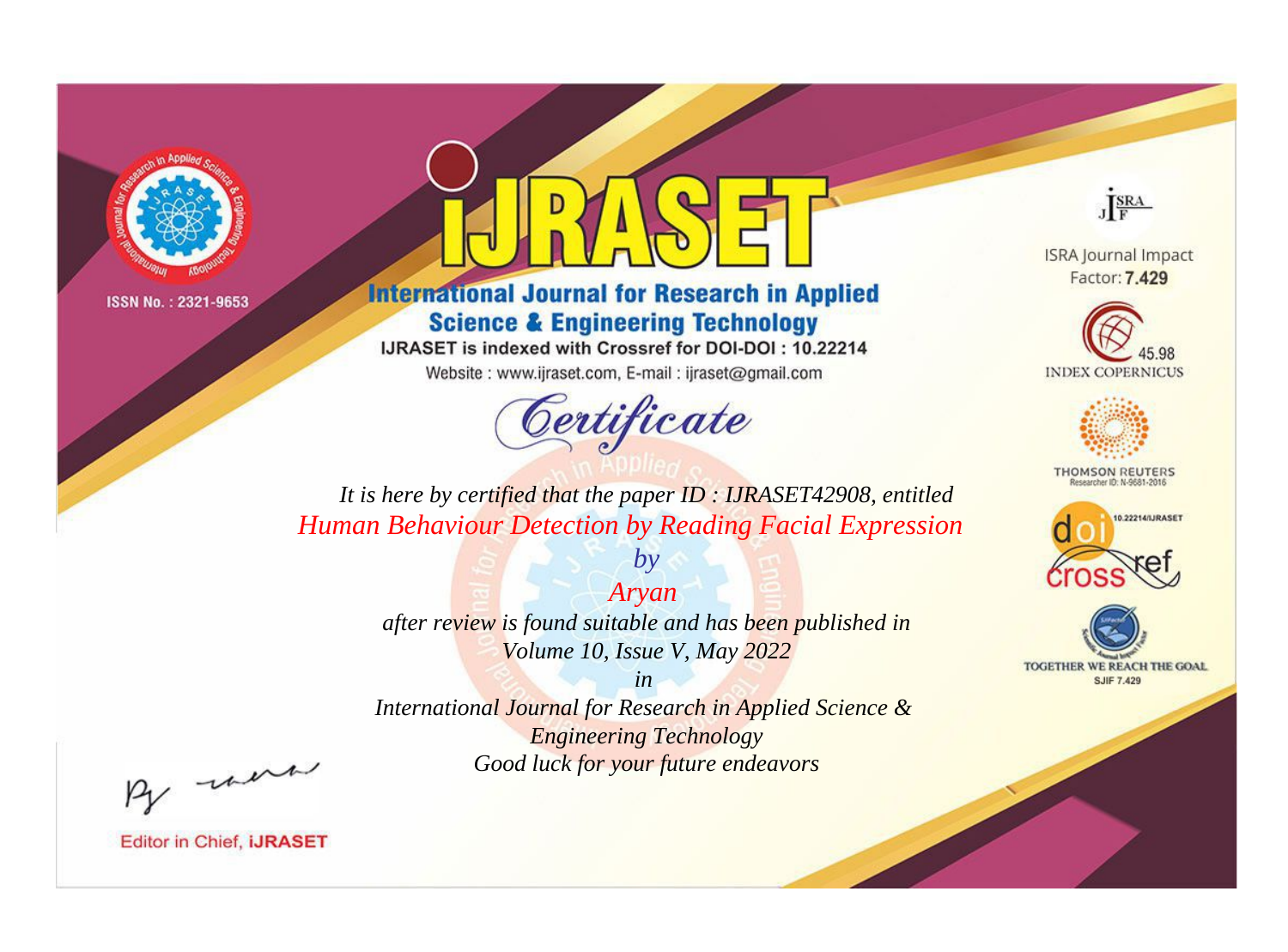ISSN No. : 2321-9653

# iJRASET

## International Journal for Research in Applied Science & Engineering Technology

IJRASET is indexed with Crossref for DOI-DOI : 10.22214

Website : www.ijraset.com, E-mail : ijraset@gmail.com

ISRA Journal Impact Factor: **7.429**

45.98 INDEX COPERNICUS

THOMSON REUTERS Researcher ID: N-9681-2016

10.22214/IJRASET

TOGETHER WE REACH THE GOAL SJIF 7.429

# Certificate

*It is here by certified that the paper ID : IJRASET42908, entitled*

*Human Behaviour Detection by Reading Facial Expression*

*by*

*Aryan*

*after review is found suitable and has been published in*

*Volume 10, Issue V, May 2022*

*in*

*International Journal for Research in Applied Science & Engineering Technology*

*Good luck for your future endeavors*

Editor in Chief, **iJRASET**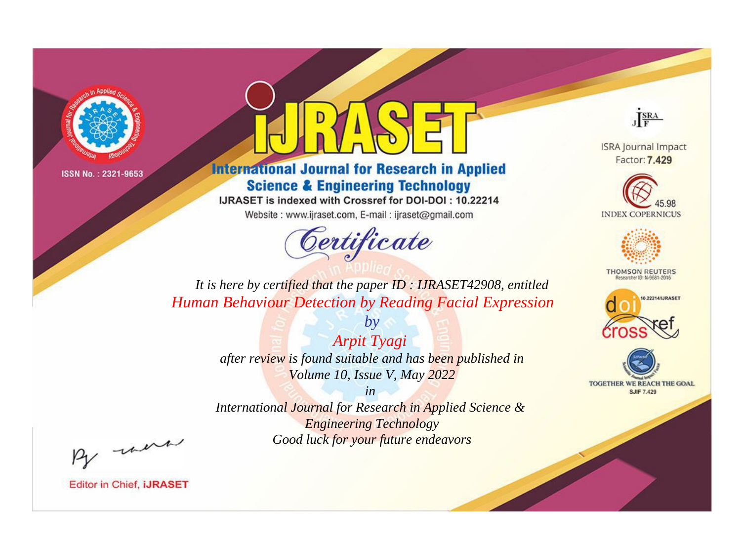ISSN No. : 2321-9653

# IJRASET

## International Journal for Research in Applied Science & Engineering Technology

IJRASET is indexed with Crossref for DOI-DOI : 10.22214

Website : www.ijraset.com, E-mail : ijraset@gmail.com

ISRA Journal Impact Factor: **7.429**

45.98 INDEX COPERNICUS

THOMSON REUTERS Researcher ID: N-9681-2016

10.22214/IJRASET

TOGETHER WE REACH THE GOAL SJIF 7.429

*Certificate*

*It is here by certified that the paper ID : IJRASET42908, entitled*

*Human Behaviour Detection by Reading Facial Expression*

*by*

*Arpit Tyagi*

*after review is found suitable and has been published in*

*Volume 10, Issue V, May 2022*

*in*

*International Journal for Research in Applied Science & Engineering Technology*

*Good luck for your future endeavors*

Editor in Chief, **iJRASET**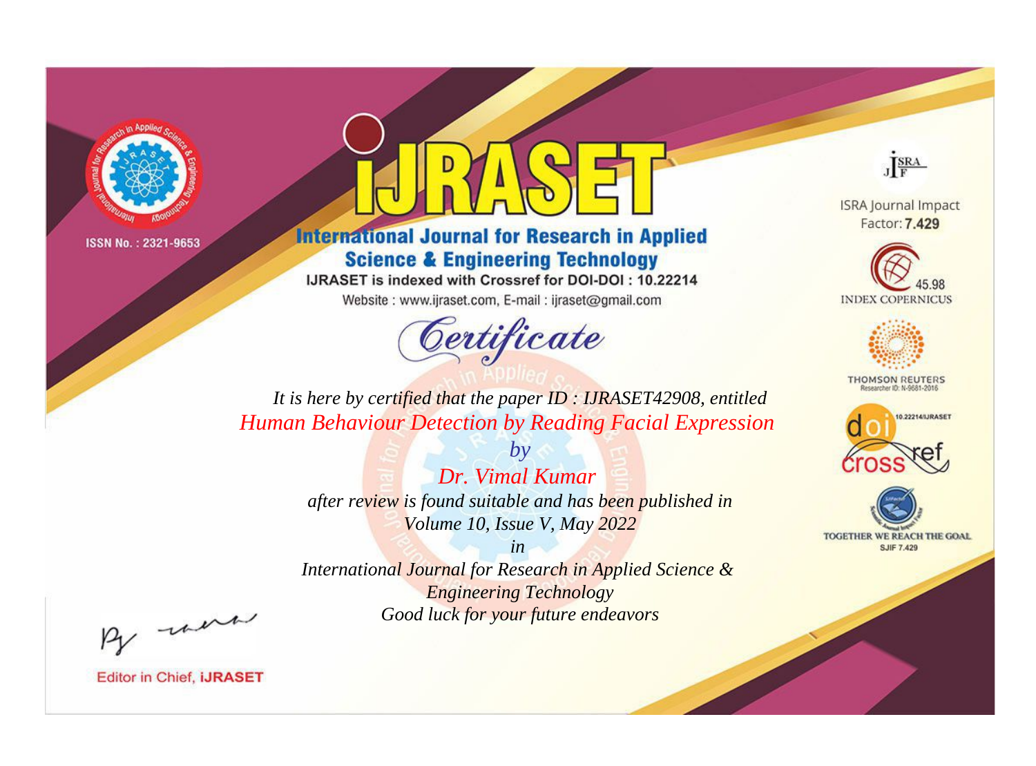ISSN No. : 2321-9653

# IJRASET

## International Journal for Research in Applied Science & Engineering Technology

IJRASET is indexed with Crossref for DOI-DOI : 10.22214

Website : www.ijraset.com, E-mail : ijraset@gmail.com

ISRA Journal Impact Factor: **7.429**

45.98 INDEX COPERNICUS

THOMSON REUTERS Researcher ID: N-9681-2016

10.22214/IJRASET

TOGETHER WE REACH THE GOAL SJIF 7.429

*Certificate*

*It is here by certified that the paper ID : IJRASET42908, entitled*

*Human Behaviour Detection by Reading Facial Expression*

*by*

*Dr. Vimal Kumar*

*after review is found suitable and has been published in*

*Volume 10, Issue V, May 2022*

*in*

*International Journal for Research in Applied Science & Engineering Technology*

*Good luck for your future endeavors*

Editor in Chief, **iJRASET**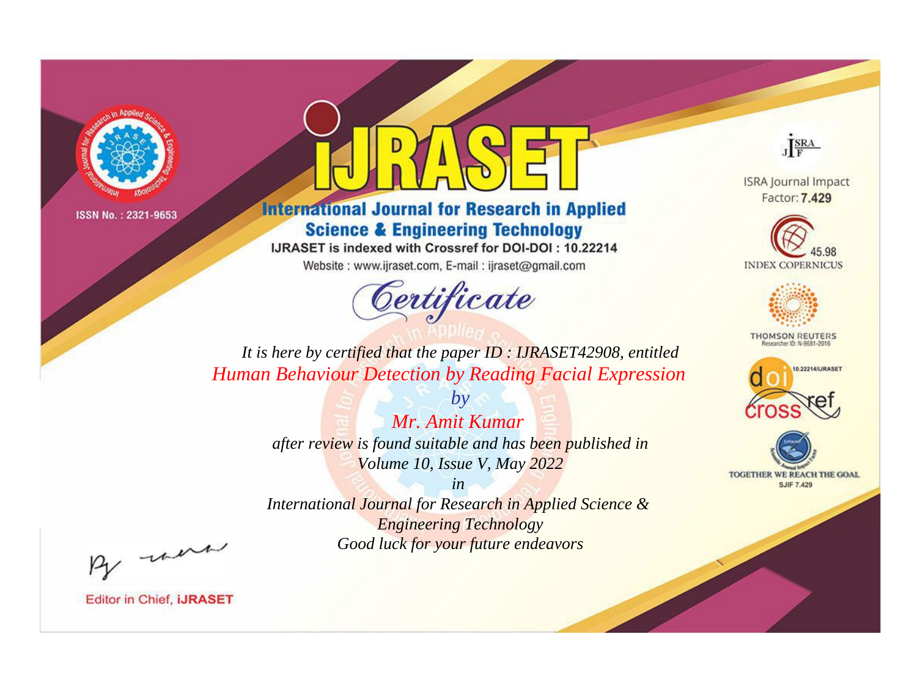ISSN No. : 2321-9653

# IJRASET

## International Journal for Research in Applied Science & Engineering Technology

IJRASET is indexed with Crossref for DOI-DOI : 10.22214

Website : www.ijraset.com, E-mail : ijraset@gmail.com

*Certificate*

*It is here by certified that the paper ID : IJRASET42908, entitled*

*Human Behaviour Detection by Reading Facial Expression*

*by*

*Mr. Amit Kumar*

*after review is found suitable and has been published in*

*Volume 10, Issue V, May 2022*

*in*

*International Journal for Research in Applied Science & Engineering Technology*

*Good luck for your future endeavors*

ISRA Journal Impact Factor: **7.429**

45.98 INDEX COPERNICUS

THOMSON REUTERS Researcher ID: N-9681-2016

10.22214/IJRASET

TOGETHER WE REACH THE GOAL SJIF 7.429

Editor in Chief, **iJRASET**